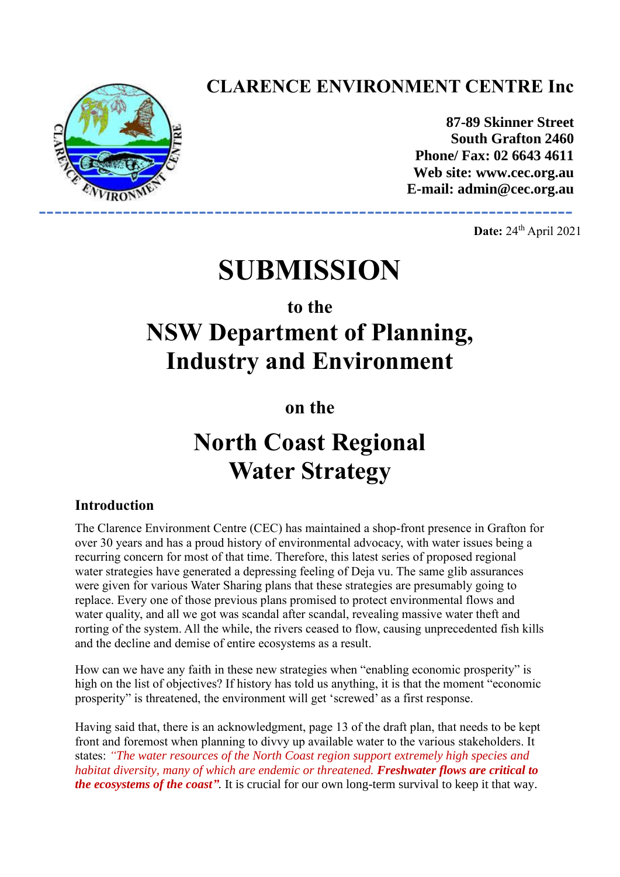**CLARENCE ENVIRONMENT CENTRE Inc**

**87-89 Skinner Street**
**South Grafton 2460**
**Phone/ Fax: 02 6643 4611**
**Web site: www.cec.org.au**
**E-mail: admin@cec.org.au**

---

**Date:** 24th April 2021

# SUBMISSION

## to the

# NSW Department of Planning, Industry and Environment

## on the

# North Coast Regional Water Strategy

### Introduction

The Clarence Environment Centre (CEC) has maintained a shop-front presence in Grafton for over 30 years and has a proud history of environmental advocacy, with water issues being a recurring concern for most of that time. Therefore, this latest series of proposed regional water strategies have generated a depressing feeling of Deja vu. The same glib assurances were given for various Water Sharing plans that these strategies are presumably going to replace. Every one of those previous plans promised to protect environmental flows and water quality, and all we got was scandal after scandal, revealing massive water theft and rorting of the system. All the while, the rivers ceased to flow, causing unprecedented fish kills and the decline and demise of entire ecosystems as a result.

How can we have any faith in these new strategies when "enabling economic prosperity" is high on the list of objectives? If history has told us anything, it is that the moment "economic prosperity" is threatened, the environment will get 'screwed' as a first response.

Having said that, there is an acknowledgment, page 13 of the draft plan, that needs to be kept front and foremost when planning to divvy up available water to the various stakeholders. It states: *"The water resources of the North Coast region support extremely high species and habitat diversity, many of which are endemic or threatened. **Freshwater flows are critical to the ecosystems of the coast"**.* It is crucial for our own long-term survival to keep it that way.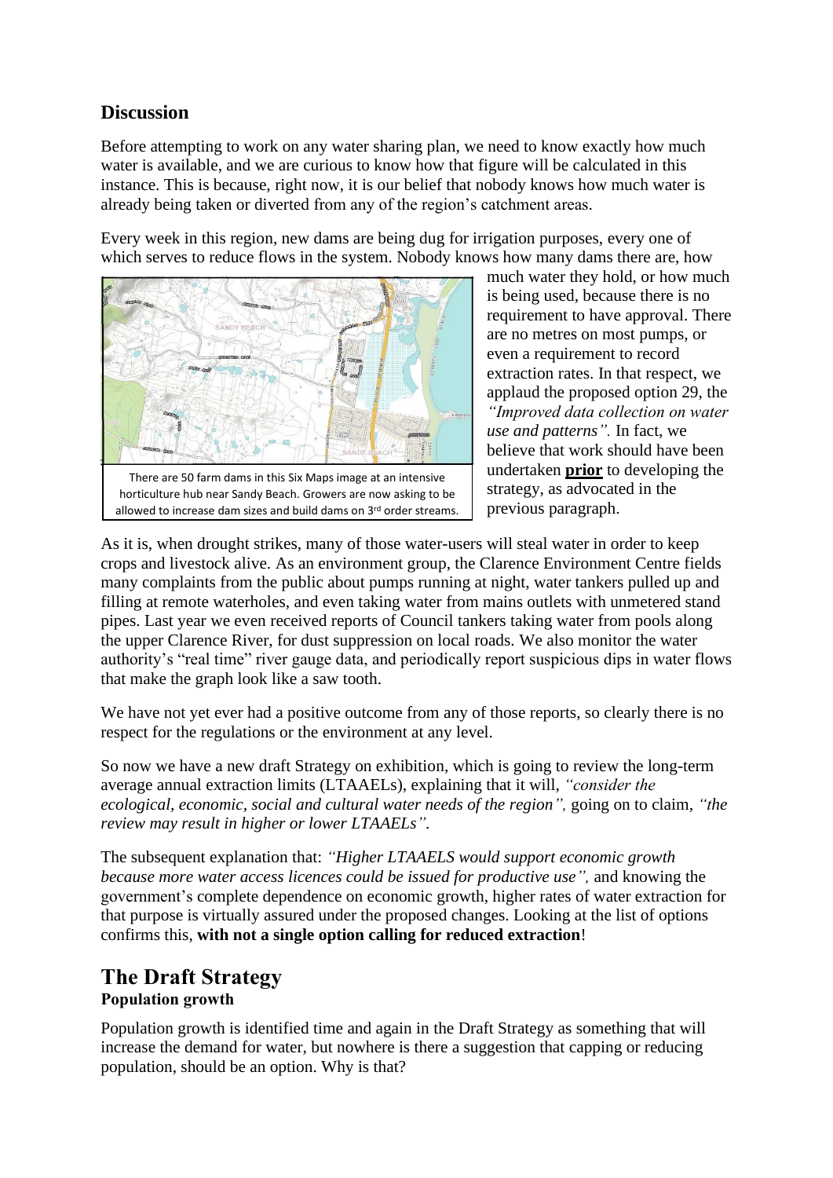## Discussion

Before attempting to work on any water sharing plan, we need to know exactly how much water is available, and we are curious to know how that figure will be calculated in this instance. This is because, right now, it is our belief that nobody knows how much water is already being taken or diverted from any of the region's catchment areas.

Every week in this region, new dams are being dug for irrigation purposes, every one of which serves to reduce flows in the system. Nobody knows how many dams there are, how much water they hold, or how much is being used, because there is no requirement to have approval. There are no metres on most pumps, or even a requirement to record extraction rates. In that respect, we applaud the proposed option 29, the *"Improved data collection on water use and patterns".* In fact, we believe that work should have been undertaken **prior** to developing the strategy, as advocated in the previous paragraph.

There are 50 farm dams in this Six Maps image at an intensive horticulture hub near Sandy Beach. Growers are now asking to be allowed to increase dam sizes and build dams on 3rd order streams.

As it is, when drought strikes, many of those water-users will steal water in order to keep crops and livestock alive. As an environment group, the Clarence Environment Centre fields many complaints from the public about pumps running at night, water tankers pulled up and filling at remote waterholes, and even taking water from mains outlets with unmetered stand pipes. Last year we even received reports of Council tankers taking water from pools along the upper Clarence River, for dust suppression on local roads. We also monitor the water authority's "real time" river gauge data, and periodically report suspicious dips in water flows that make the graph look like a saw tooth.

We have not yet ever had a positive outcome from any of those reports, so clearly there is no respect for the regulations or the environment at any level.

So now we have a new draft Strategy on exhibition, which is going to review the long-term average annual extraction limits (LTAAELs), explaining that it will, *"consider the ecological, economic, social and cultural water needs of the region",* going on to claim, *"the review may result in higher or lower LTAAELs".*

The subsequent explanation that: *"Higher LTAAELS would support economic growth because more water access licences could be issued for productive use",* and knowing the government's complete dependence on economic growth, higher rates of water extraction for that purpose is virtually assured under the proposed changes. Looking at the list of options confirms this, **with not a single option calling for reduced extraction**!

# The Draft Strategy

**Population growth**

Population growth is identified time and again in the Draft Strategy as something that will increase the demand for water, but nowhere is there a suggestion that capping or reducing population, should be an option. Why is that?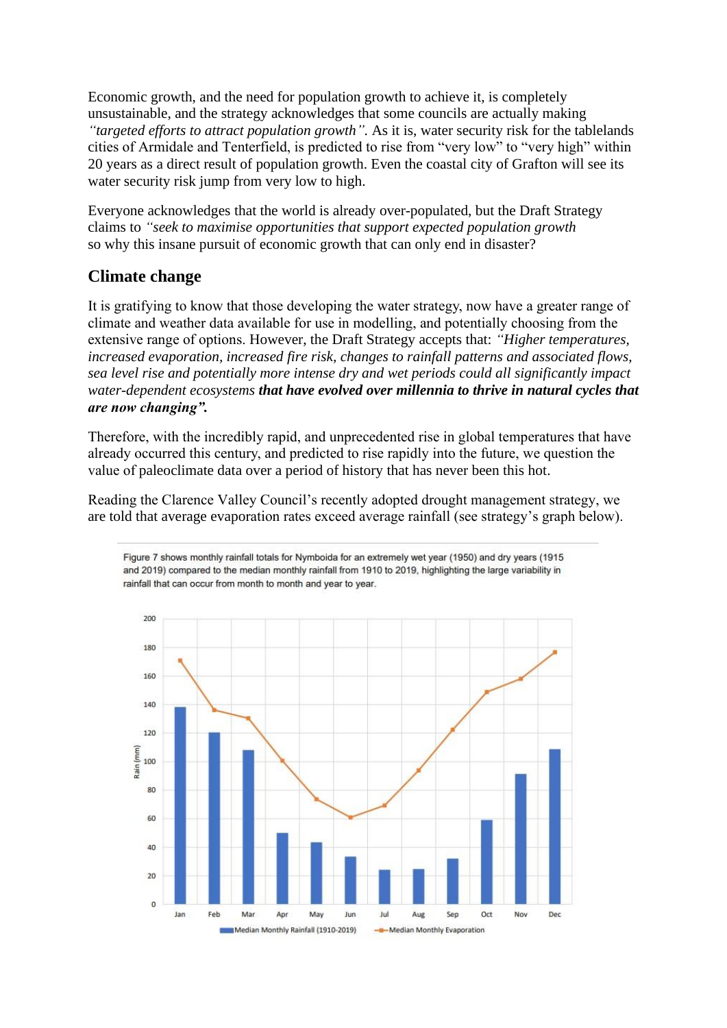Economic growth, and the need for population growth to achieve it, is completely unsustainable, and the strategy acknowledges that some councils are actually making *"targeted efforts to attract population growth"*. As it is, water security risk for the tablelands cities of Armidale and Tenterfield, is predicted to rise from "very low" to "very high" within 20 years as a direct result of population growth. Even the coastal city of Grafton will see its water security risk jump from very low to high.

Everyone acknowledges that the world is already over-populated, but the Draft Strategy claims to *"seek to maximise opportunities that support expected population growth* so why this insane pursuit of economic growth that can only end in disaster?

## Climate change

It is gratifying to know that those developing the water strategy, now have a greater range of climate and weather data available for use in modelling, and potentially choosing from the extensive range of options. However, the Draft Strategy accepts that: *"Higher temperatures, increased evaporation, increased fire risk, changes to rainfall patterns and associated flows, sea level rise and potentially more intense dry and wet periods could all significantly impact water-dependent ecosystems* ***that have evolved over millennia to thrive in natural cycles that are now changing".***

Therefore, with the incredibly rapid, and unprecedented rise in global temperatures that have already occurred this century, and predicted to rise rapidly into the future, we question the value of paleoclimate data over a period of history that has never been this hot.

Reading the Clarence Valley Council's recently adopted drought management strategy, we are told that average evaporation rates exceed average rainfall (see strategy's graph below).

Figure 7 shows monthly rainfall totals for Nymboida for an extremely wet year (1950) and dry years (1915 and 2019) compared to the median monthly rainfall from 1910 to 2019, highlighting the large variability in rainfall that can occur from month to month and year to year.

Median Monthly Rainfall (1910-2019) — Median Monthly Evaporation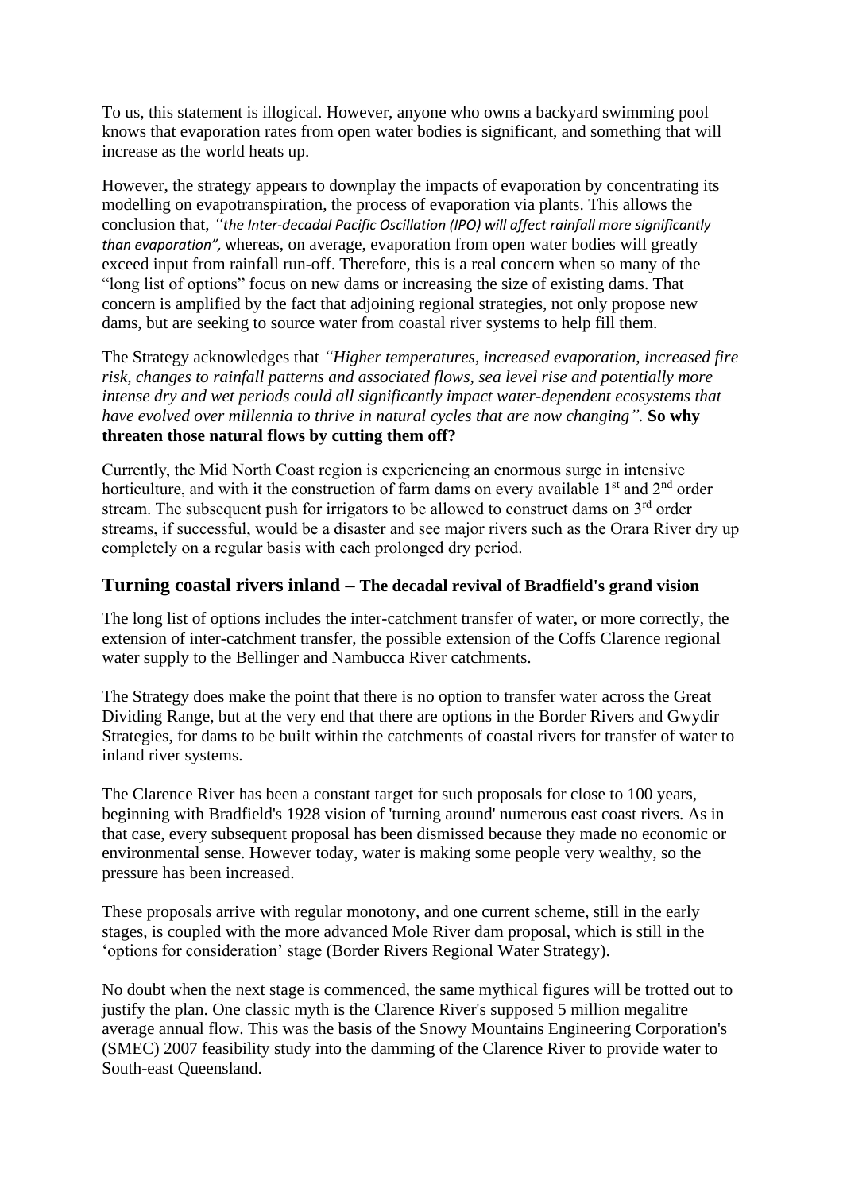To us, this statement is illogical. However, anyone who owns a backyard swimming pool knows that evaporation rates from open water bodies is significant, and something that will increase as the world heats up.

However, the strategy appears to downplay the impacts of evaporation by concentrating its modelling on evapotranspiration, the process of evaporation via plants. This allows the conclusion that, *"the Inter-decadal Pacific Oscillation (IPO) will affect rainfall more significantly than evaporation",* whereas, on average, evaporation from open water bodies will greatly exceed input from rainfall run-off. Therefore, this is a real concern when so many of the "long list of options" focus on new dams or increasing the size of existing dams. That concern is amplified by the fact that adjoining regional strategies, not only propose new dams, but are seeking to source water from coastal river systems to help fill them.

The Strategy acknowledges that *"Higher temperatures, increased evaporation, increased fire risk, changes to rainfall patterns and associated flows, sea level rise and potentially more intense dry and wet periods could all significantly impact water-dependent ecosystems that have evolved over millennia to thrive in natural cycles that are now changing".* **So why threaten those natural flows by cutting them off?**

Currently, the Mid North Coast region is experiencing an enormous surge in intensive horticulture, and with it the construction of farm dams on every available 1st and 2nd order stream. The subsequent push for irrigators to be allowed to construct dams on 3rd order streams, if successful, would be a disaster and see major rivers such as the Orara River dry up completely on a regular basis with each prolonged dry period.

## Turning coastal rivers inland – The decadal revival of Bradfield's grand vision

The long list of options includes the inter-catchment transfer of water, or more correctly, the extension of inter-catchment transfer, the possible extension of the Coffs Clarence regional water supply to the Bellinger and Nambucca River catchments.

The Strategy does make the point that there is no option to transfer water across the Great Dividing Range, but at the very end that there are options in the Border Rivers and Gwydir Strategies, for dams to be built within the catchments of coastal rivers for transfer of water to inland river systems.

The Clarence River has been a constant target for such proposals for close to 100 years, beginning with Bradfield's 1928 vision of 'turning around' numerous east coast rivers. As in that case, every subsequent proposal has been dismissed because they made no economic or environmental sense. However today, water is making some people very wealthy, so the pressure has been increased.

These proposals arrive with regular monotony, and one current scheme, still in the early stages, is coupled with the more advanced Mole River dam proposal, which is still in the 'options for consideration' stage (Border Rivers Regional Water Strategy).

No doubt when the next stage is commenced, the same mythical figures will be trotted out to justify the plan. One classic myth is the Clarence River's supposed 5 million megalitre average annual flow. This was the basis of the Snowy Mountains Engineering Corporation's (SMEC) 2007 feasibility study into the damming of the Clarence River to provide water to South-east Queensland.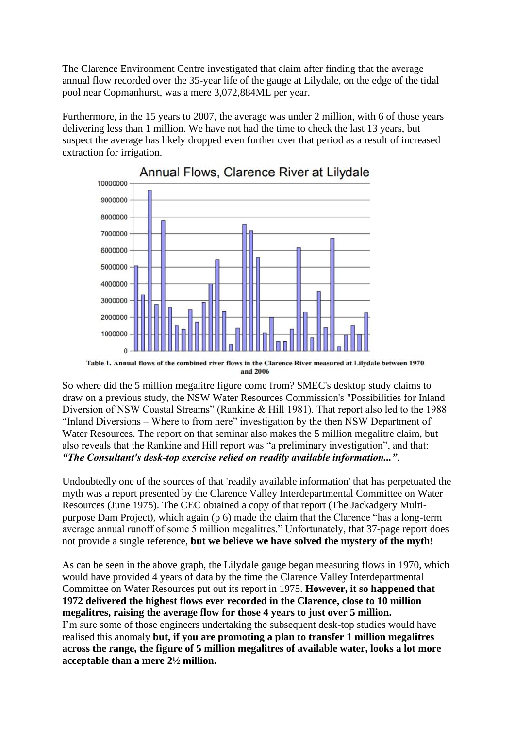The Clarence Environment Centre investigated that claim after finding that the average annual flow recorded over the 35-year life of the gauge at Lilydale, on the edge of the tidal pool near Copmanhurst, was a mere 3,072,884ML per year.

Furthermore, in the 15 years to 2007, the average was under 2 million, with 6 of those years delivering less than 1 million. We have not had the time to check the last 13 years, but suspect the average has likely dropped even further over that period as a result of increased extraction for irrigation.

**Table 1. Annual flows of the combined river flows in the Clarence River measured at Lilydale between 1970 and 2006**

So where did the 5 million megalitre figure come from? SMEC's desktop study claims to draw on a previous study, the NSW Water Resources Commission's "Possibilities for Inland Diversion of NSW Coastal Streams" (Rankine & Hill 1981). That report also led to the 1988 "Inland Diversions – Where to from here" investigation by the then NSW Department of Water Resources. The report on that seminar also makes the 5 million megalitre claim, but also reveals that the Rankine and Hill report was "a preliminary investigation", and that: ***"The Consultant's desk-top exercise relied on readily available information..."***.

Undoubtedly one of the sources of that 'readily available information' that has perpetuated the myth was a report presented by the Clarence Valley Interdepartmental Committee on Water Resources (June 1975). The CEC obtained a copy of that report (The Jackadgery Multi-purpose Dam Project), which again (p 6) made the claim that the Clarence "has a long-term average annual runoff of some 5 million megalitres." Unfortunately, that 37-page report does not provide a single reference, **but we believe we have solved the mystery of the myth!**

As can be seen in the above graph, the Lilydale gauge began measuring flows in 1970, which would have provided 4 years of data by the time the Clarence Valley Interdepartmental Committee on Water Resources put out its report in 1975. **However, it so happened that 1972 delivered the highest flows ever recorded in the Clarence, close to 10 million megalitres, raising the average flow for those 4 years to just over 5 million.**
I'm sure some of those engineers undertaking the subsequent desk-top studies would have realised this anomaly **but, if you are promoting a plan to transfer 1 million megalitres across the range, the figure of 5 million megalitres of available water, looks a lot more acceptable than a mere 2½ million.**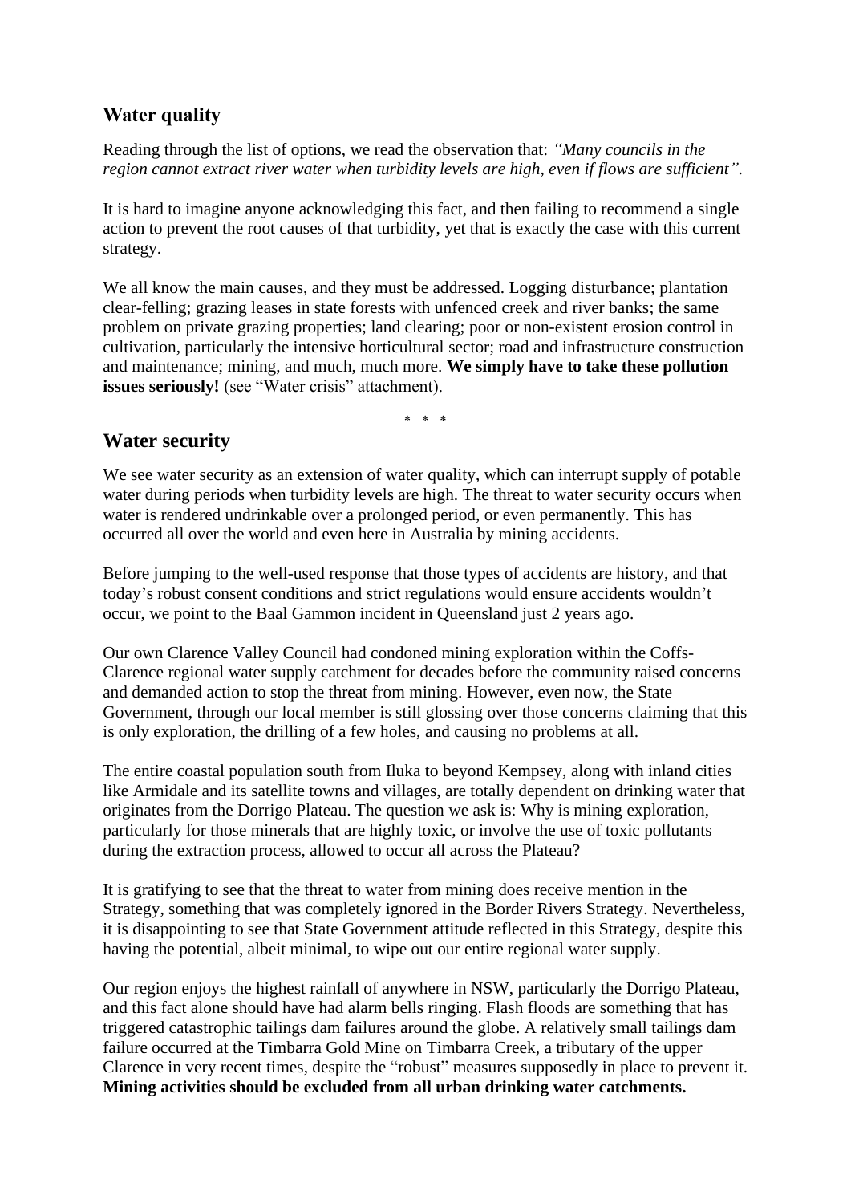## Water quality

Reading through the list of options, we read the observation that: *"Many councils in the region cannot extract river water when turbidity levels are high, even if flows are sufficient".*

It is hard to imagine anyone acknowledging this fact, and then failing to recommend a single action to prevent the root causes of that turbidity, yet that is exactly the case with this current strategy.

We all know the main causes, and they must be addressed. Logging disturbance; plantation clear-felling; grazing leases in state forests with unfenced creek and river banks; the same problem on private grazing properties; land clearing; poor or non-existent erosion control in cultivation, particularly the intensive horticultural sector; road and infrastructure construction and maintenance; mining, and much, much more. **We simply have to take these pollution issues seriously!** (see "Water crisis" attachment).

\* \* \*

## Water security

We see water security as an extension of water quality, which can interrupt supply of potable water during periods when turbidity levels are high. The threat to water security occurs when water is rendered undrinkable over a prolonged period, or even permanently. This has occurred all over the world and even here in Australia by mining accidents.

Before jumping to the well-used response that those types of accidents are history, and that today's robust consent conditions and strict regulations would ensure accidents wouldn't occur, we point to the Baal Gammon incident in Queensland just 2 years ago.

Our own Clarence Valley Council had condoned mining exploration within the Coffs-Clarence regional water supply catchment for decades before the community raised concerns and demanded action to stop the threat from mining. However, even now, the State Government, through our local member is still glossing over those concerns claiming that this is only exploration, the drilling of a few holes, and causing no problems at all.

The entire coastal population south from Iluka to beyond Kempsey, along with inland cities like Armidale and its satellite towns and villages, are totally dependent on drinking water that originates from the Dorrigo Plateau. The question we ask is: Why is mining exploration, particularly for those minerals that are highly toxic, or involve the use of toxic pollutants during the extraction process, allowed to occur all across the Plateau?

It is gratifying to see that the threat to water from mining does receive mention in the Strategy, something that was completely ignored in the Border Rivers Strategy. Nevertheless, it is disappointing to see that State Government attitude reflected in this Strategy, despite this having the potential, albeit minimal, to wipe out our entire regional water supply.

Our region enjoys the highest rainfall of anywhere in NSW, particularly the Dorrigo Plateau, and this fact alone should have had alarm bells ringing. Flash floods are something that has triggered catastrophic tailings dam failures around the globe. A relatively small tailings dam failure occurred at the Timbarra Gold Mine on Timbarra Creek, a tributary of the upper Clarence in very recent times, despite the "robust" measures supposedly in place to prevent it. **Mining activities should be excluded from all urban drinking water catchments.**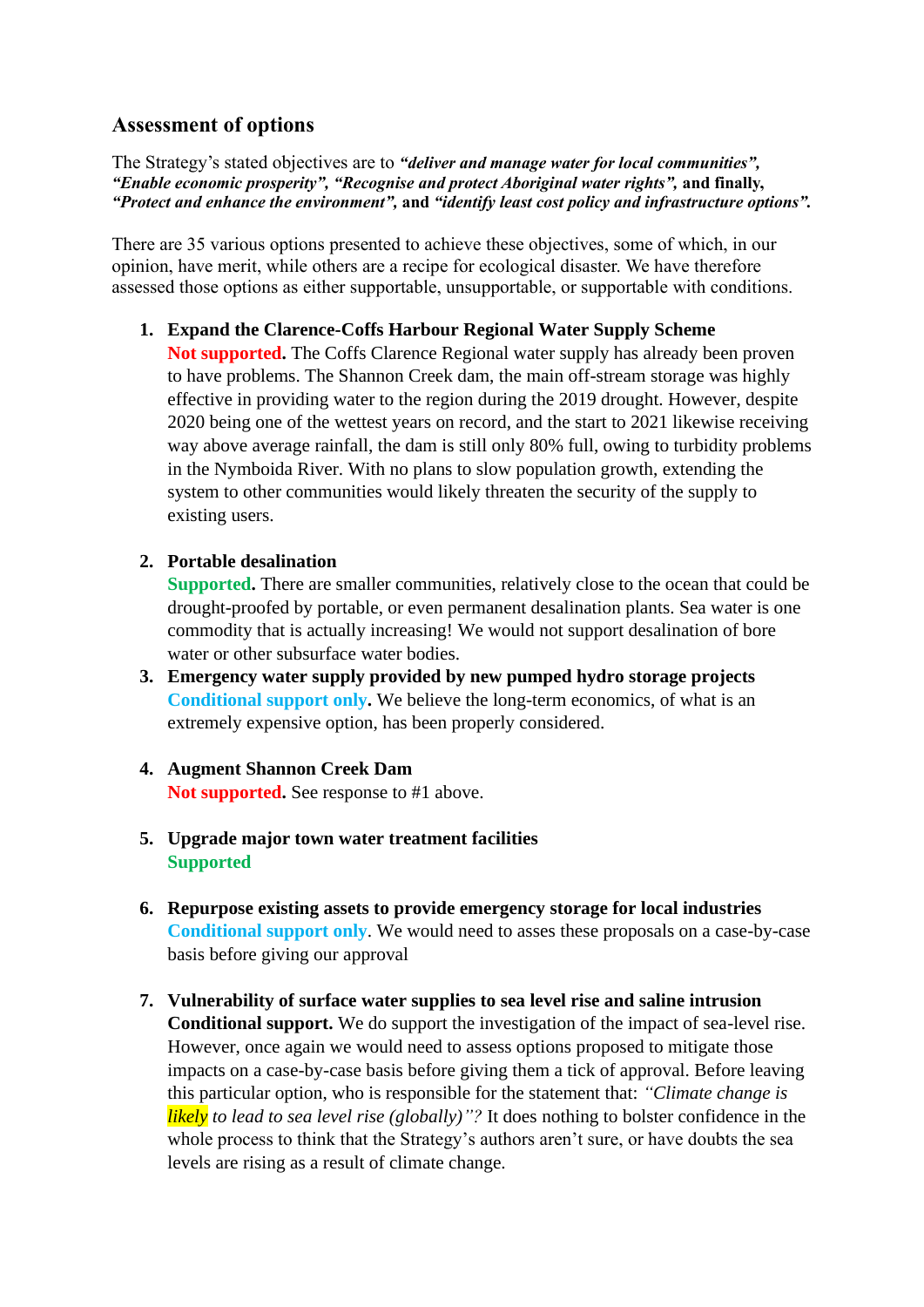## Assessment of options

The Strategy's stated objectives are to ***"deliver and manage water for local communities", "Enable economic prosperity", "Recognise and protect Aboriginal water rights",*** **and finally,** ***"Protect and enhance the environment",*** **and** ***"identify least cost policy and infrastructure options".***

There are 35 various options presented to achieve these objectives, some of which, in our opinion, have merit, while others are a recipe for ecological disaster. We have therefore assessed those options as either supportable, unsupportable, or supportable with conditions.

1. **Expand the Clarence-Coffs Harbour Regional Water Supply Scheme**
   **Not supported.** The Coffs Clarence Regional water supply has already been proven to have problems. The Shannon Creek dam, the main off-stream storage was highly effective in providing water to the region during the 2019 drought. However, despite 2020 being one of the wettest years on record, and the start to 2021 likewise receiving way above average rainfall, the dam is still only 80% full, owing to turbidity problems in the Nymboida River. With no plans to slow population growth, extending the system to other communities would likely threaten the security of the supply to existing users.

2. **Portable desalination**
   **Supported.** There are smaller communities, relatively close to the ocean that could be drought-proofed by portable, or even permanent desalination plants. Sea water is one commodity that is actually increasing! We would not support desalination of bore water or other subsurface water bodies.
3. **Emergency water supply provided by new pumped hydro storage projects**
   **Conditional support only.** We believe the long-term economics, of what is an extremely expensive option, has been properly considered.

4. **Augment Shannon Creek Dam**
   **Not supported.** See response to #1 above.

5. **Upgrade major town water treatment facilities**
   **Supported**

6. **Repurpose existing assets to provide emergency storage for local industries**
   **Conditional support only**. We would need to asses these proposals on a case-by-case basis before giving our approval

7. **Vulnerability of surface water supplies to sea level rise and saline intrusion**
   **Conditional support.** We do support the investigation of the impact of sea-level rise. However, once again we would need to assess options proposed to mitigate those impacts on a case-by-case basis before giving them a tick of approval. Before leaving this particular option, who is responsible for the statement that: *"Climate change is likely to lead to sea level rise (globally)"?* It does nothing to bolster confidence in the whole process to think that the Strategy's authors aren't sure, or have doubts the sea levels are rising as a result of climate change.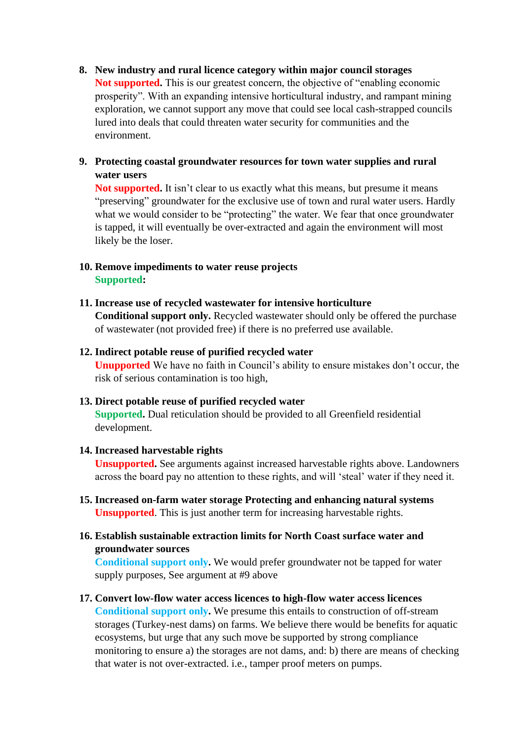8. **New industry and rural licence category within major council storages**
   **Not supported.** This is our greatest concern, the objective of "enabling economic prosperity". With an expanding intensive horticultural industry, and rampant mining exploration, we cannot support any move that could see local cash-strapped councils lured into deals that could threaten water security for communities and the environment.

9. **Protecting coastal groundwater resources for town water supplies and rural water users**
   **Not supported.** It isn't clear to us exactly what this means, but presume it means "preserving" groundwater for the exclusive use of town and rural water users. Hardly what we would consider to be "protecting" the water. We fear that once groundwater is tapped, it will eventually be over-extracted and again the environment will most likely be the loser.

10. **Remove impediments to water reuse projects**
    **Supported:**

11. **Increase use of recycled wastewater for intensive horticulture**
    **Conditional support only.** Recycled wastewater should only be offered the purchase of wastewater (not provided free) if there is no preferred use available.

12. **Indirect potable reuse of purified recycled water**
    **Unsupported** We have no faith in Council's ability to ensure mistakes don't occur, the risk of serious contamination is too high,

13. **Direct potable reuse of purified recycled water**
    **Supported.** Dual reticulation should be provided to all Greenfield residential development.

14. **Increased harvestable rights**
    **Unsupported.** See arguments against increased harvestable rights above. Landowners across the board pay no attention to these rights, and will 'steal' water if they need it.

15. **Increased on-farm water storage Protecting and enhancing natural systems**
    **Unsupported**. This is just another term for increasing harvestable rights.

16. **Establish sustainable extraction limits for North Coast surface water and groundwater sources**
    **Conditional support only.** We would prefer groundwater not be tapped for water supply purposes, See argument at #9 above

17. **Convert low-flow water access licences to high-flow water access licences**
    **Conditional support only.** We presume this entails to construction of off-stream storages (Turkey-nest dams) on farms. We believe there would be benefits for aquatic ecosystems, but urge that any such move be supported by strong compliance monitoring to ensure a) the storages are not dams, and: b) there are means of checking that water is not over-extracted. i.e., tamper proof meters on pumps.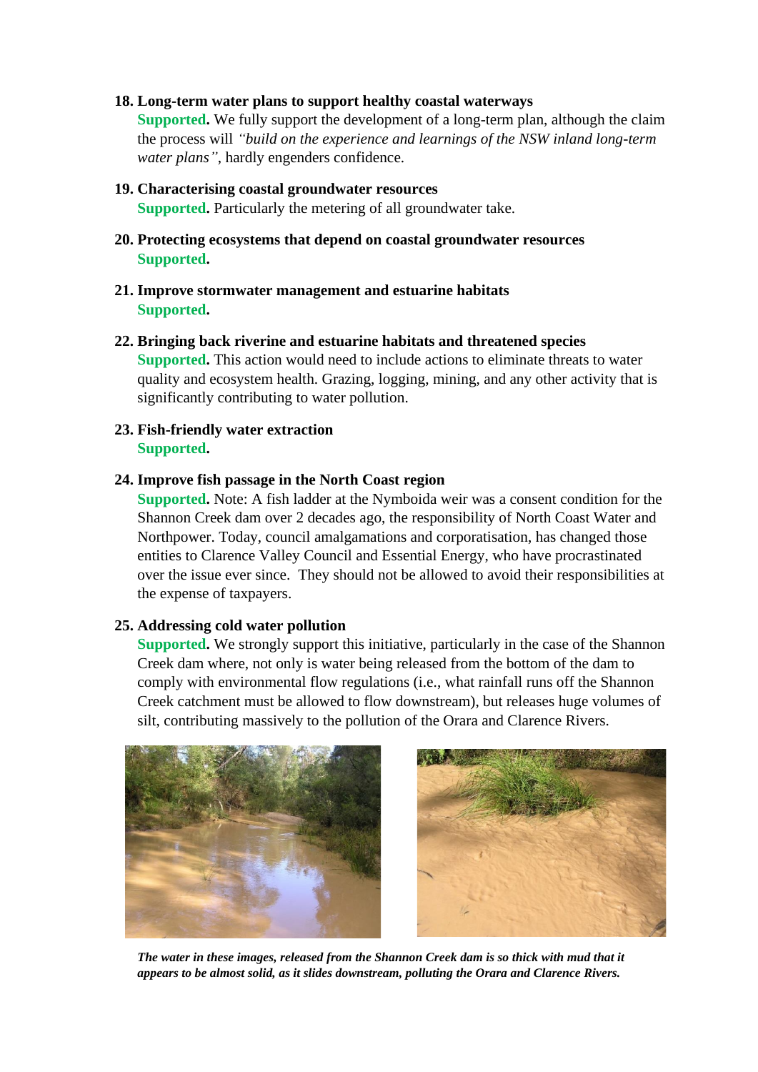18. **Long-term water plans to support healthy coastal waterways**
    **Supported.** We fully support the development of a long-term plan, although the claim the process will *"build on the experience and learnings of the NSW inland long-term water plans"*, hardly engenders confidence.

19. **Characterising coastal groundwater resources**
    **Supported.** Particularly the metering of all groundwater take.

20. **Protecting ecosystems that depend on coastal groundwater resources**
    **Supported.**

21. **Improve stormwater management and estuarine habitats**
    **Supported.**

22. **Bringing back riverine and estuarine habitats and threatened species**
    **Supported.** This action would need to include actions to eliminate threats to water quality and ecosystem health. Grazing, logging, mining, and any other activity that is significantly contributing to water pollution.

23. **Fish-friendly water extraction**
    **Supported.**

24. **Improve fish passage in the North Coast region**
    **Supported.** Note: A fish ladder at the Nymboida weir was a consent condition for the Shannon Creek dam over 2 decades ago, the responsibility of North Coast Water and Northpower. Today, council amalgamations and corporatisation, has changed those entities to Clarence Valley Council and Essential Energy, who have procrastinated over the issue ever since. They should not be allowed to avoid their responsibilities at the expense of taxpayers.

25. **Addressing cold water pollution**
    **Supported.** We strongly support this initiative, particularly in the case of the Shannon Creek dam where, not only is water being released from the bottom of the dam to comply with environmental flow regulations (i.e., what rainfall runs off the Shannon Creek catchment must be allowed to flow downstream), but releases huge volumes of silt, contributing massively to the pollution of the Orara and Clarence Rivers.

***The water in these images, released from the Shannon Creek dam is so thick with mud that it appears to be almost solid, as it slides downstream, polluting the Orara and Clarence Rivers.***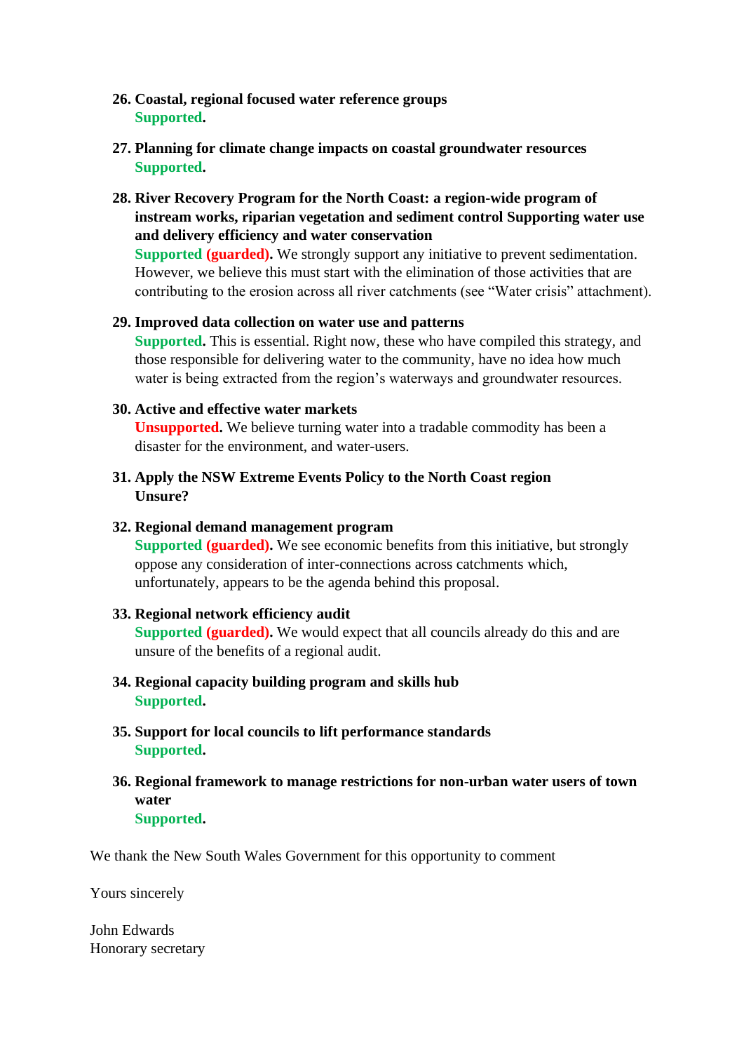26. **Coastal, regional focused water reference groups**
    **Supported.**

27. **Planning for climate change impacts on coastal groundwater resources**
    **Supported.**

28. **River Recovery Program for the North Coast: a region-wide program of instream works, riparian vegetation and sediment control Supporting water use and delivery efficiency and water conservation**
    **Supported (guarded).** We strongly support any initiative to prevent sedimentation. However, we believe this must start with the elimination of those activities that are contributing to the erosion across all river catchments (see "Water crisis" attachment).

29. **Improved data collection on water use and patterns**
    **Supported.** This is essential. Right now, these who have compiled this strategy, and those responsible for delivering water to the community, have no idea how much water is being extracted from the region's waterways and groundwater resources.

30. **Active and effective water markets**
    **Unsupported.** We believe turning water into a tradable commodity has been a disaster for the environment, and water-users.

31. **Apply the NSW Extreme Events Policy to the North Coast region**
    **Unsure?**

32. **Regional demand management program**
    **Supported (guarded).** We see economic benefits from this initiative, but strongly oppose any consideration of inter-connections across catchments which, unfortunately, appears to be the agenda behind this proposal.

33. **Regional network efficiency audit**
    **Supported (guarded).** We would expect that all councils already do this and are unsure of the benefits of a regional audit.

34. **Regional capacity building program and skills hub**
    **Supported.**

35. **Support for local councils to lift performance standards**
    **Supported.**

36. **Regional framework to manage restrictions for non-urban water users of town water**
    **Supported.**

We thank the New South Wales Government for this opportunity to comment

Yours sincerely

John Edwards
Honorary secretary